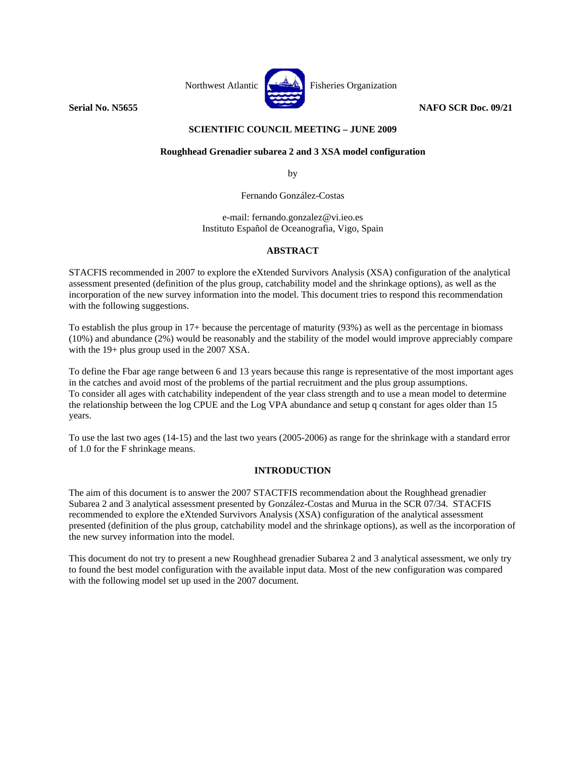Northwest Atlantic Fisheries Organization

**Serial No. N5655** **NAFO SCR Doc. 09/21**

**SCIENTIFIC COUNCIL MEETING – JUNE 2009**

**Roughhead Grenadier subarea 2 and 3 XSA model configuration**

by

Fernando González-Costas

e-mail: fernando.gonzalez@vi.ieo.es
Instituto Español de Oceanografìa, Vigo, Spain

## ABSTRACT

STACFIS recommended in 2007 to explore the eXtended Survivors Analysis (XSA) configuration of the analytical assessment presented (definition of the plus group, catchability model and the shrinkage options), as well as the incorporation of the new survey information into the model. This document tries to respond this recommendation with the following suggestions.

To establish the plus group in 17+ because the percentage of maturity (93%) as well as the percentage in biomass (10%) and abundance (2%) would be reasonably and the stability of the model would improve appreciably compare with the 19+ plus group used in the 2007 XSA.

To define the Fbar age range between 6 and 13 years because this range is representative of the most important ages in the catches and avoid most of the problems of the partial recruitment and the plus group assumptions.
To consider all ages with catchability independent of the year class strength and to use a mean model to determine the relationship between the log CPUE and the Log VPA abundance and setup q constant for ages older than 15 years.

To use the last two ages (14-15) and the last two years (2005-2006) as range for the shrinkage with a standard error of 1.0 for the F shrinkage means.

## INTRODUCTION

The aim of this document is to answer the 2007 STACTFIS recommendation about the Roughhead grenadier Subarea 2 and 3 analytical assessment presented by González-Costas and Murua in the SCR 07/34. STACFIS recommended to explore the eXtended Survivors Analysis (XSA) configuration of the analytical assessment presented (definition of the plus group, catchability model and the shrinkage options), as well as the incorporation of the new survey information into the model.

This document do not try to present a new Roughhead grenadier Subarea 2 and 3 analytical assessment, we only try to found the best model configuration with the available input data. Most of the new configuration was compared with the following model set up used in the 2007 document.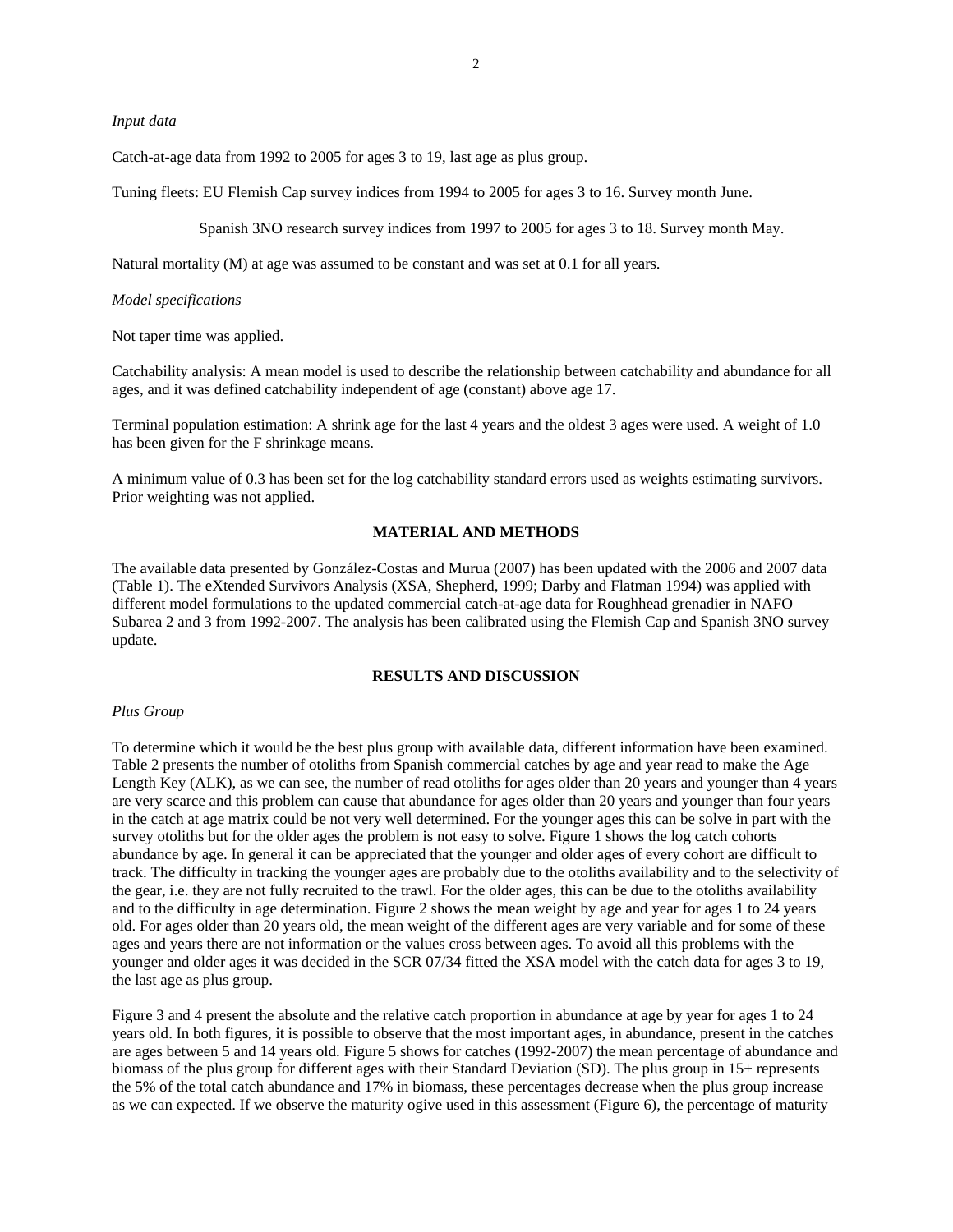*Input data*

Catch-at-age data from 1992 to 2005 for ages 3 to 19, last age as plus group.

Tuning fleets: EU Flemish Cap survey indices from 1994 to 2005 for ages 3 to 16. Survey month June.

Spanish 3NO research survey indices from 1997 to 2005 for ages 3 to 18. Survey month May.

Natural mortality (M) at age was assumed to be constant and was set at 0.1 for all years.

*Model specifications*

Not taper time was applied.

Catchability analysis: A mean model is used to describe the relationship between catchability and abundance for all ages, and it was defined catchability independent of age (constant) above age 17.

Terminal population estimation: A shrink age for the last 4 years and the oldest 3 ages were used. A weight of 1.0 has been given for the F shrinkage means.

A minimum value of 0.3 has been set for the log catchability standard errors used as weights estimating survivors. Prior weighting was not applied.

## MATERIAL AND METHODS

The available data presented by González-Costas and Murua (2007) has been updated with the 2006 and 2007 data (Table 1). The eXtended Survivors Analysis (XSA, Shepherd, 1999; Darby and Flatman 1994) was applied with different model formulations to the updated commercial catch-at-age data for Roughhead grenadier in NAFO Subarea 2 and 3 from 1992-2007. The analysis has been calibrated using the Flemish Cap and Spanish 3NO survey update.

## RESULTS AND DISCUSSION

*Plus Group*

To determine which it would be the best plus group with available data, different information have been examined. Table 2 presents the number of otoliths from Spanish commercial catches by age and year read to make the Age Length Key (ALK), as we can see, the number of read otoliths for ages older than 20 years and younger than 4 years are very scarce and this problem can cause that abundance for ages older than 20 years and younger than four years in the catch at age matrix could be not very well determined. For the younger ages this can be solve in part with the survey otoliths but for the older ages the problem is not easy to solve. Figure 1 shows the log catch cohorts abundance by age. In general it can be appreciated that the younger and older ages of every cohort are difficult to track. The difficulty in tracking the younger ages are probably due to the otoliths availability and to the selectivity of the gear, i.e. they are not fully recruited to the trawl. For the older ages, this can be due to the otoliths availability and to the difficulty in age determination. Figure 2 shows the mean weight by age and year for ages 1 to 24 years old. For ages older than 20 years old, the mean weight of the different ages are very variable and for some of these ages and years there are not information or the values cross between ages. To avoid all this problems with the younger and older ages it was decided in the SCR 07/34 fitted the XSA model with the catch data for ages 3 to 19, the last age as plus group.

Figure 3 and 4 present the absolute and the relative catch proportion in abundance at age by year for ages 1 to 24 years old. In both figures, it is possible to observe that the most important ages, in abundance, present in the catches are ages between 5 and 14 years old. Figure 5 shows for catches (1992-2007) the mean percentage of abundance and biomass of the plus group for different ages with their Standard Deviation (SD). The plus group in 15+ represents the 5% of the total catch abundance and 17% in biomass, these percentages decrease when the plus group increase as we can expected. If we observe the maturity ogive used in this assessment (Figure 6), the percentage of maturity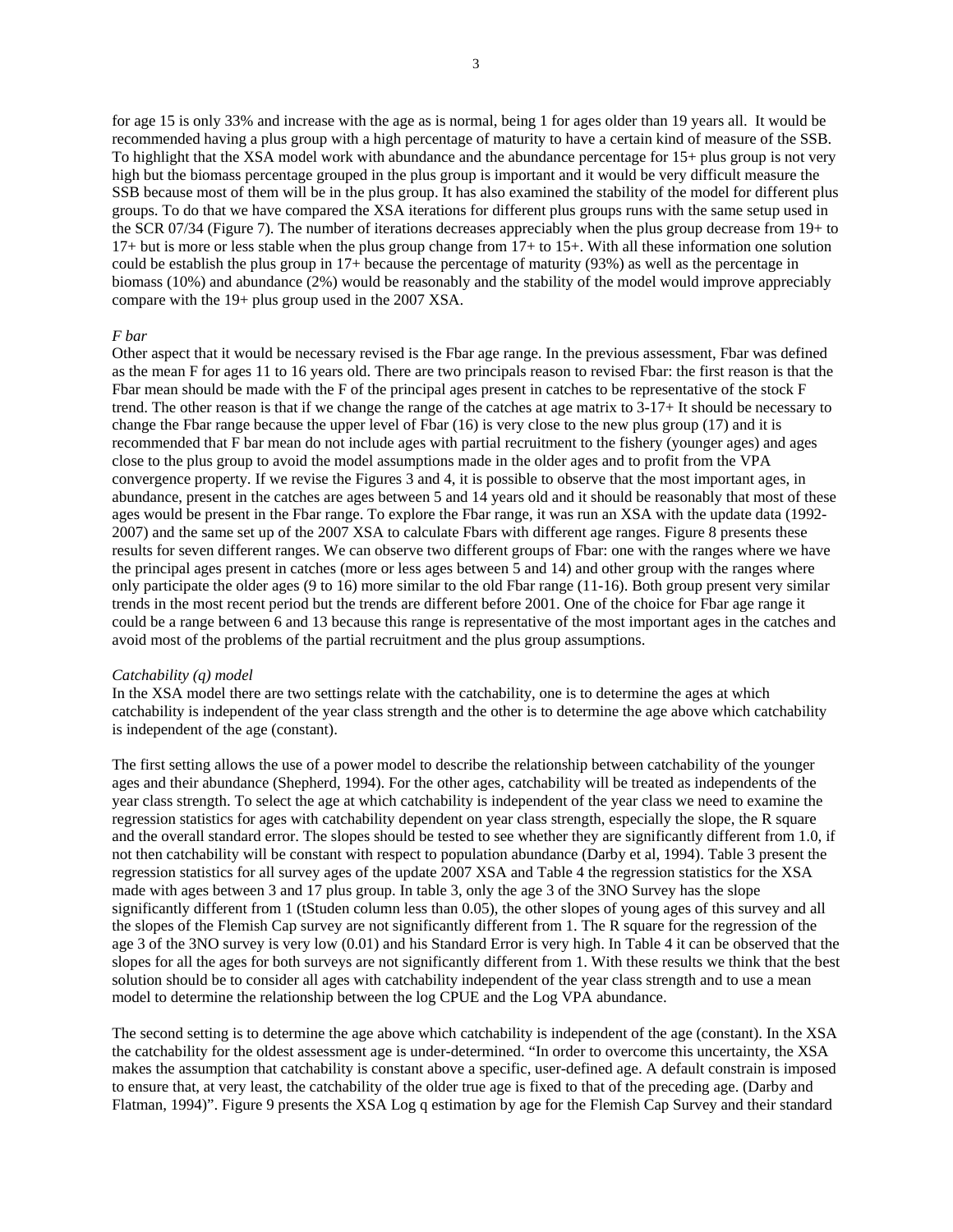for age 15 is only 33% and increase with the age as is normal, being 1 for ages older than 19 years all. It would be recommended having a plus group with a high percentage of maturity to have a certain kind of measure of the SSB. To highlight that the XSA model work with abundance and the abundance percentage for 15+ plus group is not very high but the biomass percentage grouped in the plus group is important and it would be very difficult measure the SSB because most of them will be in the plus group. It has also examined the stability of the model for different plus groups. To do that we have compared the XSA iterations for different plus groups runs with the same setup used in the SCR 07/34 (Figure 7). The number of iterations decreases appreciably when the plus group decrease from 19+ to 17+ but is more or less stable when the plus group change from 17+ to 15+. With all these information one solution could be establish the plus group in 17+ because the percentage of maturity (93%) as well as the percentage in biomass (10%) and abundance (2%) would be reasonably and the stability of the model would improve appreciably compare with the 19+ plus group used in the 2007 XSA.

*F bar*

Other aspect that it would be necessary revised is the Fbar age range. In the previous assessment, Fbar was defined as the mean F for ages 11 to 16 years old. There are two principals reason to revised Fbar: the first reason is that the Fbar mean should be made with the F of the principal ages present in catches to be representative of the stock F trend. The other reason is that if we change the range of the catches at age matrix to 3-17+ It should be necessary to change the Fbar range because the upper level of Fbar (16) is very close to the new plus group (17) and it is recommended that F bar mean do not include ages with partial recruitment to the fishery (younger ages) and ages close to the plus group to avoid the model assumptions made in the older ages and to profit from the VPA convergence property. If we revise the Figures 3 and 4, it is possible to observe that the most important ages, in abundance, present in the catches are ages between 5 and 14 years old and it should be reasonably that most of these ages would be present in the Fbar range. To explore the Fbar range, it was run an XSA with the update data (1992-2007) and the same set up of the 2007 XSA to calculate Fbars with different age ranges. Figure 8 presents these results for seven different ranges. We can observe two different groups of Fbar: one with the ranges where we have the principal ages present in catches (more or less ages between 5 and 14) and other group with the ranges where only participate the older ages (9 to 16) more similar to the old Fbar range (11-16). Both group present very similar trends in the most recent period but the trends are different before 2001. One of the choice for Fbar age range it could be a range between 6 and 13 because this range is representative of the most important ages in the catches and avoid most of the problems of the partial recruitment and the plus group assumptions.

*Catchability (q) model*

In the XSA model there are two settings relate with the catchability, one is to determine the ages at which catchability is independent of the year class strength and the other is to determine the age above which catchability is independent of the age (constant).

The first setting allows the use of a power model to describe the relationship between catchability of the younger ages and their abundance (Shepherd, 1994). For the other ages, catchability will be treated as independents of the year class strength. To select the age at which catchability is independent of the year class we need to examine the regression statistics for ages with catchability dependent on year class strength, especially the slope, the R square and the overall standard error. The slopes should be tested to see whether they are significantly different from 1.0, if not then catchability will be constant with respect to population abundance (Darby et al, 1994). Table 3 present the regression statistics for all survey ages of the update 2007 XSA and Table 4 the regression statistics for the XSA made with ages between 3 and 17 plus group. In table 3, only the age 3 of the 3NO Survey has the slope significantly different from 1 (tStuden column less than 0.05), the other slopes of young ages of this survey and all the slopes of the Flemish Cap survey are not significantly different from 1. The R square for the regression of the age 3 of the 3NO survey is very low (0.01) and his Standard Error is very high. In Table 4 it can be observed that the slopes for all the ages for both surveys are not significantly different from 1. With these results we think that the best solution should be to consider all ages with catchability independent of the year class strength and to use a mean model to determine the relationship between the log CPUE and the Log VPA abundance.

The second setting is to determine the age above which catchability is independent of the age (constant). In the XSA the catchability for the oldest assessment age is under-determined. "In order to overcome this uncertainty, the XSA makes the assumption that catchability is constant above a specific, user-defined age. A default constrain is imposed to ensure that, at very least, the catchability of the older true age is fixed to that of the preceding age. (Darby and Flatman, 1994)". Figure 9 presents the XSA Log q estimation by age for the Flemish Cap Survey and their standard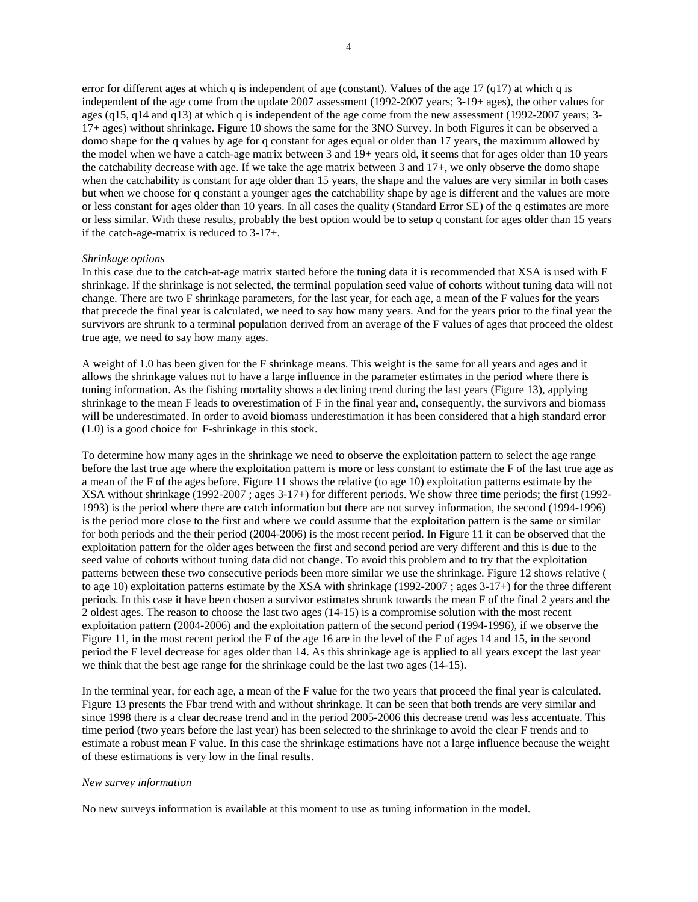error for different ages at which q is independent of age (constant). Values of the age 17 (q17) at which q is independent of the age come from the update 2007 assessment (1992-2007 years; 3-19+ ages), the other values for ages (q15, q14 and q13) at which q is independent of the age come from the new assessment (1992-2007 years; 3-17+ ages) without shrinkage. Figure 10 shows the same for the 3NO Survey. In both Figures it can be observed a domo shape for the q values by age for q constant for ages equal or older than 17 years, the maximum allowed by the model when we have a catch-age matrix between 3 and 19+ years old, it seems that for ages older than 10 years the catchability decrease with age. If we take the age matrix between 3 and 17+, we only observe the domo shape when the catchability is constant for age older than 15 years, the shape and the values are very similar in both cases but when we choose for q constant a younger ages the catchability shape by age is different and the values are more or less constant for ages older than 10 years. In all cases the quality (Standard Error SE) of the q estimates are more or less similar. With these results, probably the best option would be to setup q constant for ages older than 15 years if the catch-age-matrix is reduced to 3-17+.

*Shrinkage options*

In this case due to the catch-at-age matrix started before the tuning data it is recommended that XSA is used with F shrinkage. If the shrinkage is not selected, the terminal population seed value of cohorts without tuning data will not change. There are two F shrinkage parameters, for the last year, for each age, a mean of the F values for the years that precede the final year is calculated, we need to say how many years. And for the years prior to the final year the survivors are shrunk to a terminal population derived from an average of the F values of ages that proceed the oldest true age, we need to say how many ages.

A weight of 1.0 has been given for the F shrinkage means. This weight is the same for all years and ages and it allows the shrinkage values not to have a large influence in the parameter estimates in the period where there is tuning information. As the fishing mortality shows a declining trend during the last years (Figure 13), applying shrinkage to the mean F leads to overestimation of F in the final year and, consequently, the survivors and biomass will be underestimated. In order to avoid biomass underestimation it has been considered that a high standard error (1.0) is a good choice for F-shrinkage in this stock.

To determine how many ages in the shrinkage we need to observe the exploitation pattern to select the age range before the last true age where the exploitation pattern is more or less constant to estimate the F of the last true age as a mean of the F of the ages before. Figure 11 shows the relative (to age 10) exploitation patterns estimate by the XSA without shrinkage (1992-2007 ; ages 3-17+) for different periods. We show three time periods; the first (1992-1993) is the period where there are catch information but there are not survey information, the second (1994-1996) is the period more close to the first and where we could assume that the exploitation pattern is the same or similar for both periods and the their period (2004-2006) is the most recent period. In Figure 11 it can be observed that the exploitation pattern for the older ages between the first and second period are very different and this is due to the seed value of cohorts without tuning data did not change. To avoid this problem and to try that the exploitation patterns between these two consecutive periods been more similar we use the shrinkage. Figure 12 shows relative ( to age 10) exploitation patterns estimate by the XSA with shrinkage (1992-2007 ; ages 3-17+) for the three different periods. In this case it have been chosen a survivor estimates shrunk towards the mean F of the final 2 years and the 2 oldest ages. The reason to choose the last two ages (14-15) is a compromise solution with the most recent exploitation pattern (2004-2006) and the exploitation pattern of the second period (1994-1996), if we observe the Figure 11, in the most recent period the F of the age 16 are in the level of the F of ages 14 and 15, in the second period the F level decrease for ages older than 14. As this shrinkage age is applied to all years except the last year we think that the best age range for the shrinkage could be the last two ages (14-15).

In the terminal year, for each age, a mean of the F value for the two years that proceed the final year is calculated. Figure 13 presents the Fbar trend with and without shrinkage. It can be seen that both trends are very similar and since 1998 there is a clear decrease trend and in the period 2005-2006 this decrease trend was less accentuate. This time period (two years before the last year) has been selected to the shrinkage to avoid the clear F trends and to estimate a robust mean F value. In this case the shrinkage estimations have not a large influence because the weight of these estimations is very low in the final results.

*New survey information*

No new surveys information is available at this moment to use as tuning information in the model.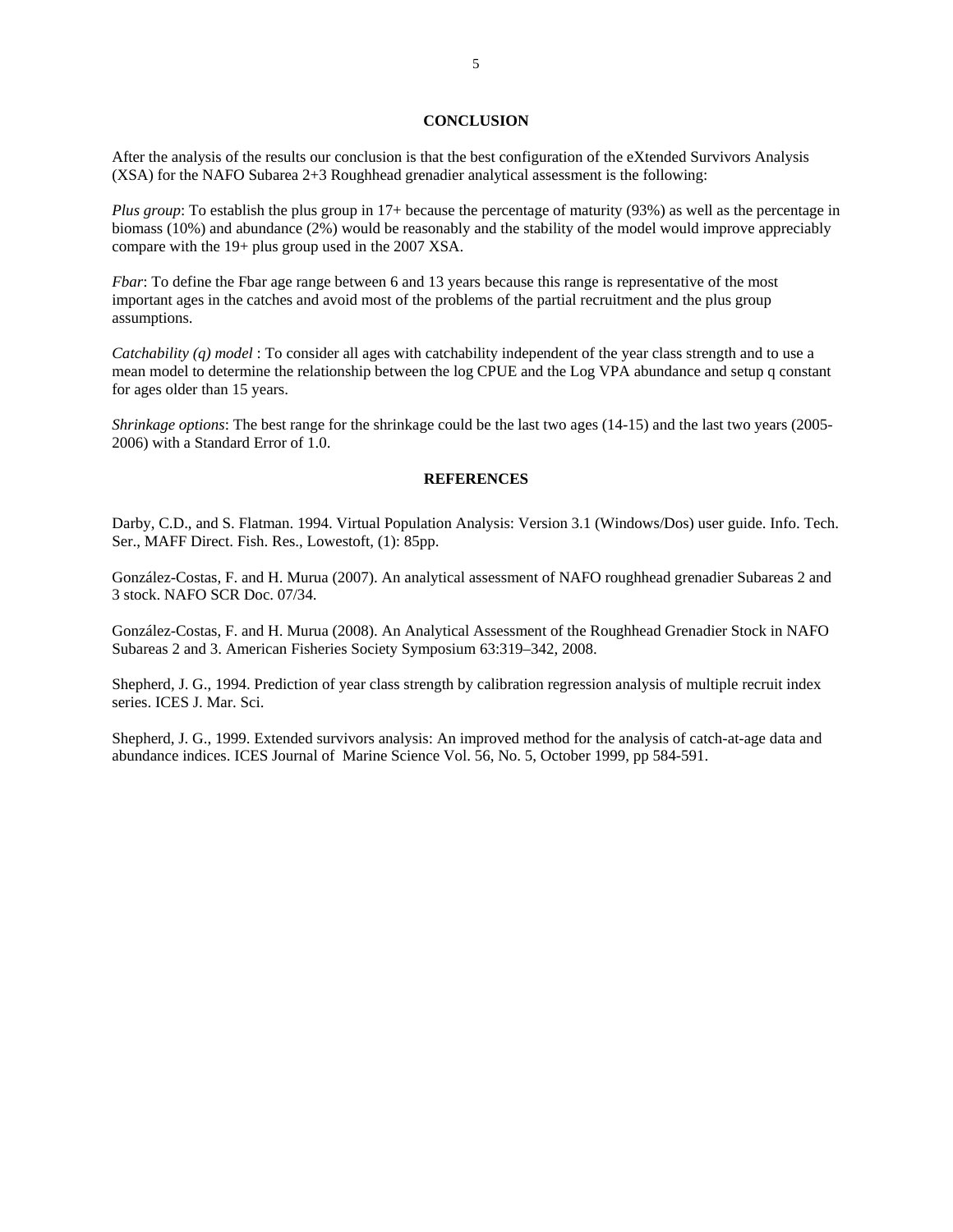## CONCLUSION

After the analysis of the results our conclusion is that the best configuration of the eXtended Survivors Analysis (XSA) for the NAFO Subarea 2+3 Roughhead grenadier analytical assessment is the following:

*Plus group*: To establish the plus group in 17+ because the percentage of maturity (93%) as well as the percentage in biomass (10%) and abundance (2%) would be reasonably and the stability of the model would improve appreciably compare with the 19+ plus group used in the 2007 XSA.

*Fbar*: To define the Fbar age range between 6 and 13 years because this range is representative of the most important ages in the catches and avoid most of the problems of the partial recruitment and the plus group assumptions.

*Catchability (q) model* : To consider all ages with catchability independent of the year class strength and to use a mean model to determine the relationship between the log CPUE and the Log VPA abundance and setup q constant for ages older than 15 years.

*Shrinkage options*: The best range for the shrinkage could be the last two ages (14-15) and the last two years (2005-2006) with a Standard Error of 1.0.

## REFERENCES

Darby, C.D., and S. Flatman. 1994. Virtual Population Analysis: Version 3.1 (Windows/Dos) user guide. Info. Tech. Ser., MAFF Direct. Fish. Res., Lowestoft, (1): 85pp.

González-Costas, F. and H. Murua (2007). An analytical assessment of NAFO roughhead grenadier Subareas 2 and 3 stock. NAFO SCR Doc. 07/34.

González-Costas, F. and H. Murua (2008). An Analytical Assessment of the Roughhead Grenadier Stock in NAFO Subareas 2 and 3. American Fisheries Society Symposium 63:319–342, 2008.

Shepherd, J. G., 1994. Prediction of year class strength by calibration regression analysis of multiple recruit index series. ICES J. Mar. Sci.

Shepherd, J. G., 1999. Extended survivors analysis: An improved method for the analysis of catch-at-age data and abundance indices. ICES Journal of Marine Science Vol. 56, No. 5, October 1999, pp 584-591.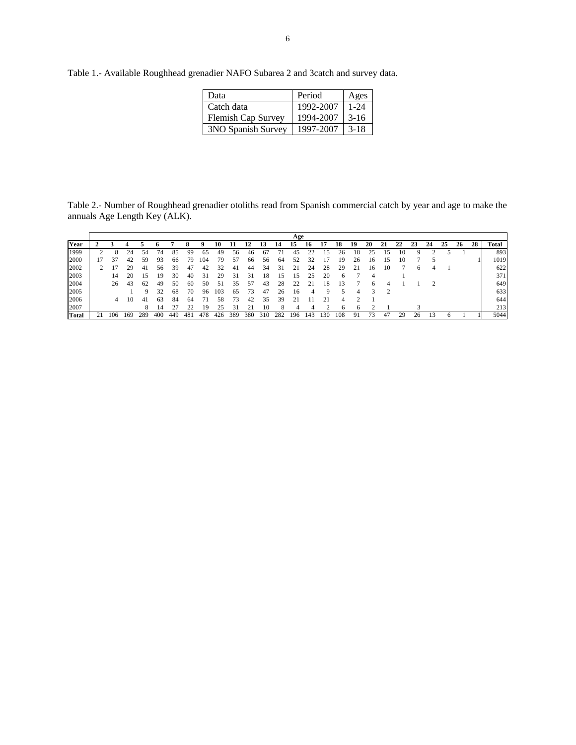Table 1.- Available Roughhead grenadier NAFO Subarea 2 and 3catch and survey data.

| Data | Period | Ages |
|---|---|---|
| Catch data | 1992-2007 | 1-24 |
| Flemish Cap Survey | 1994-2007 | 3-16 |
| 3NO Spanish Survey | 1997-2007 | 3-18 |

Table 2.- Number of Roughhead grenadier otoliths read from Spanish commercial catch by year and age to make the annuals Age Length Key (ALK).

| | Age | | | | | | | | | | | | | | | | | | | | | | | | | | |
|---|---|---|---|---|---|---|---|---|---|---|---|---|---|---|---|---|---|---|---|---|---|---|---|---|---|---|---|
| **Year** | **2** | **3** | **4** | **5** | **6** | **7** | **8** | **9** | **10** | **11** | **12** | **13** | **14** | **15** | **16** | **17** | **18** | **19** | **20** | **21** | **22** | **23** | **24** | **25** | **26** | **28** | **Total** |
| 1999 | 2 | 8 | 24 | 54 | 74 | 85 | 99 | 65 | 49 | 56 | 46 | 67 | 71 | 45 | 22 | 15 | 26 | 18 | 25 | 15 | 10 | 9 | 2 | 5 | 1 | | 893 |
| 2000 | 17 | 37 | 42 | 59 | 93 | 66 | 79 | 104 | 79 | 57 | 66 | 56 | 64 | 52 | 32 | 17 | 19 | 26 | 16 | 15 | 10 | 7 | 5 | | | 1 | 1019 |
| 2002 | 2 | 17 | 29 | 41 | 56 | 39 | 47 | 42 | 32 | 41 | 44 | 34 | 31 | 21 | 24 | 28 | 29 | 21 | 16 | 10 | 7 | 6 | 4 | 1 | | | 622 |
| 2003 | | 14 | 20 | 15 | 19 | 30 | 40 | 31 | 29 | 31 | 31 | 18 | 15 | 15 | 25 | 20 | 6 | 7 | 4 | | 1 | | | | | | 371 |
| 2004 | | 26 | 43 | 62 | 49 | 50 | 60 | 50 | 51 | 35 | 57 | 43 | 28 | 22 | 21 | 18 | 13 | 7 | 6 | 4 | 1 | 1 | 2 | | | | 649 |
| 2005 | | | 1 | 9 | 32 | 68 | 70 | 96 | 103 | 65 | 73 | 47 | 26 | 16 | 4 | 9 | 5 | 4 | 3 | 2 | | | | | | | 633 |
| 2006 | | 4 | 10 | 41 | 63 | 84 | 64 | 71 | 58 | 73 | 42 | 35 | 39 | 21 | 11 | 21 | 4 | 2 | 1 | | | | | | | | 644 |
| 2007 | | | | 8 | 14 | 27 | 22 | 19 | 25 | 31 | 21 | 10 | 8 | 4 | 4 | 2 | 6 | 6 | 2 | 1 | | 3 | | | | | 213 |
| **Total** | 21 | 106 | 169 | 289 | 400 | 449 | 481 | 478 | 426 | 389 | 380 | 310 | 282 | 196 | 143 | 130 | 108 | 91 | 73 | 47 | 29 | 26 | 13 | 6 | 1 | 1 | 5044 |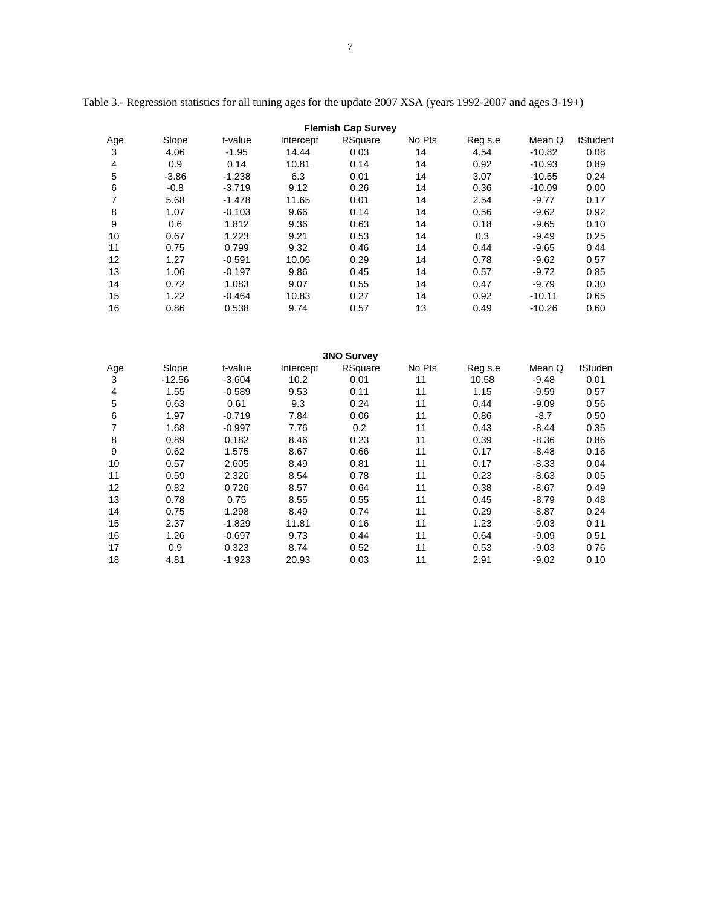Table 3.- Regression statistics for all tuning ages for the update 2007 XSA (years 1992-2007 and ages 3-19+)

**Flemish Cap Survey**

| Age | Slope | t-value | Intercept | RSquare | No Pts | Reg s.e | Mean Q | tStudent |
|---|---|---|---|---|---|---|---|---|
| 3 | 4.06 | -1.95 | 14.44 | 0.03 | 14 | 4.54 | -10.82 | 0.08 |
| 4 | 0.9 | 0.14 | 10.81 | 0.14 | 14 | 0.92 | -10.93 | 0.89 |
| 5 | -3.86 | -1.238 | 6.3 | 0.01 | 14 | 3.07 | -10.55 | 0.24 |
| 6 | -0.8 | -3.719 | 9.12 | 0.26 | 14 | 0.36 | -10.09 | 0.00 |
| 7 | 5.68 | -1.478 | 11.65 | 0.01 | 14 | 2.54 | -9.77 | 0.17 |
| 8 | 1.07 | -0.103 | 9.66 | 0.14 | 14 | 0.56 | -9.62 | 0.92 |
| 9 | 0.6 | 1.812 | 9.36 | 0.63 | 14 | 0.18 | -9.65 | 0.10 |
| 10 | 0.67 | 1.223 | 9.21 | 0.53 | 14 | 0.3 | -9.49 | 0.25 |
| 11 | 0.75 | 0.799 | 9.32 | 0.46 | 14 | 0.44 | -9.65 | 0.44 |
| 12 | 1.27 | -0.591 | 10.06 | 0.29 | 14 | 0.78 | -9.62 | 0.57 |
| 13 | 1.06 | -0.197 | 9.86 | 0.45 | 14 | 0.57 | -9.72 | 0.85 |
| 14 | 0.72 | 1.083 | 9.07 | 0.55 | 14 | 0.47 | -9.79 | 0.30 |
| 15 | 1.22 | -0.464 | 10.83 | 0.27 | 14 | 0.92 | -10.11 | 0.65 |
| 16 | 0.86 | 0.538 | 9.74 | 0.57 | 13 | 0.49 | -10.26 | 0.60 |

**3NO Survey**

| Age | Slope | t-value | Intercept | RSquare | No Pts | Reg s.e | Mean Q | tStuden |
|---|---|---|---|---|---|---|---|---|
| 3 | -12.56 | -3.604 | 10.2 | 0.01 | 11 | 10.58 | -9.48 | 0.01 |
| 4 | 1.55 | -0.589 | 9.53 | 0.11 | 11 | 1.15 | -9.59 | 0.57 |
| 5 | 0.63 | 0.61 | 9.3 | 0.24 | 11 | 0.44 | -9.09 | 0.56 |
| 6 | 1.97 | -0.719 | 7.84 | 0.06 | 11 | 0.86 | -8.7 | 0.50 |
| 7 | 1.68 | -0.997 | 7.76 | 0.2 | 11 | 0.43 | -8.44 | 0.35 |
| 8 | 0.89 | 0.182 | 8.46 | 0.23 | 11 | 0.39 | -8.36 | 0.86 |
| 9 | 0.62 | 1.575 | 8.67 | 0.66 | 11 | 0.17 | -8.48 | 0.16 |
| 10 | 0.57 | 2.605 | 8.49 | 0.81 | 11 | 0.17 | -8.33 | 0.04 |
| 11 | 0.59 | 2.326 | 8.54 | 0.78 | 11 | 0.23 | -8.63 | 0.05 |
| 12 | 0.82 | 0.726 | 8.57 | 0.64 | 11 | 0.38 | -8.67 | 0.49 |
| 13 | 0.78 | 0.75 | 8.55 | 0.55 | 11 | 0.45 | -8.79 | 0.48 |
| 14 | 0.75 | 1.298 | 8.49 | 0.74 | 11 | 0.29 | -8.87 | 0.24 |
| 15 | 2.37 | -1.829 | 11.81 | 0.16 | 11 | 1.23 | -9.03 | 0.11 |
| 16 | 1.26 | -0.697 | 9.73 | 0.44 | 11 | 0.64 | -9.09 | 0.51 |
| 17 | 0.9 | 0.323 | 8.74 | 0.52 | 11 | 0.53 | -9.03 | 0.76 |
| 18 | 4.81 | -1.923 | 20.93 | 0.03 | 11 | 2.91 | -9.02 | 0.10 |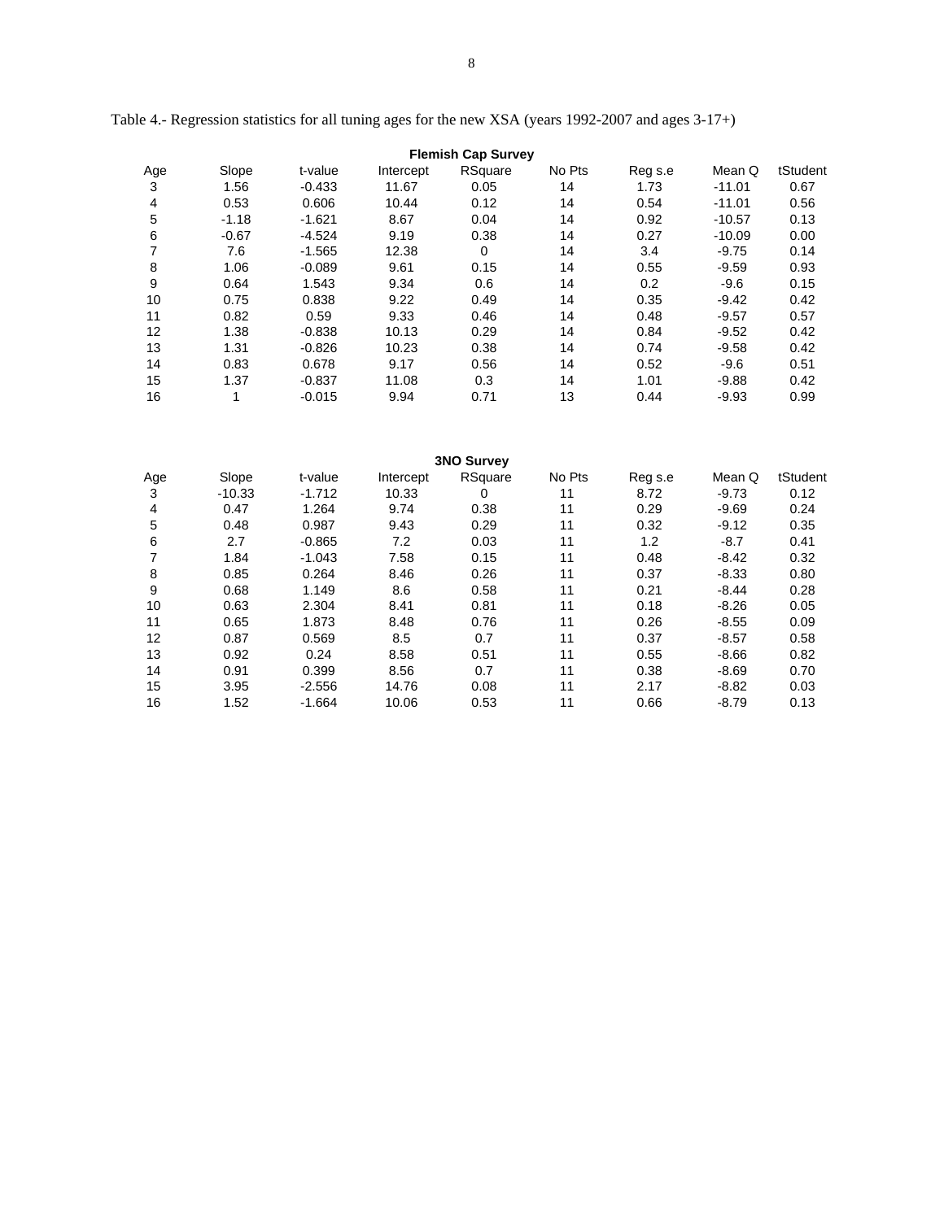Table 4.- Regression statistics for all tuning ages for the new XSA (years 1992-2007 and ages 3-17+)

**Flemish Cap Survey**

| Age | Slope | t-value | Intercept | RSquare | No Pts | Reg s.e | Mean Q | tStudent |
|---|---|---|---|---|---|---|---|---|
| 3 | 1.56 | -0.433 | 11.67 | 0.05 | 14 | 1.73 | -11.01 | 0.67 |
| 4 | 0.53 | 0.606 | 10.44 | 0.12 | 14 | 0.54 | -11.01 | 0.56 |
| 5 | -1.18 | -1.621 | 8.67 | 0.04 | 14 | 0.92 | -10.57 | 0.13 |
| 6 | -0.67 | -4.524 | 9.19 | 0.38 | 14 | 0.27 | -10.09 | 0.00 |
| 7 | 7.6 | -1.565 | 12.38 | 0 | 14 | 3.4 | -9.75 | 0.14 |
| 8 | 1.06 | -0.089 | 9.61 | 0.15 | 14 | 0.55 | -9.59 | 0.93 |
| 9 | 0.64 | 1.543 | 9.34 | 0.6 | 14 | 0.2 | -9.6 | 0.15 |
| 10 | 0.75 | 0.838 | 9.22 | 0.49 | 14 | 0.35 | -9.42 | 0.42 |
| 11 | 0.82 | 0.59 | 9.33 | 0.46 | 14 | 0.48 | -9.57 | 0.57 |
| 12 | 1.38 | -0.838 | 10.13 | 0.29 | 14 | 0.84 | -9.52 | 0.42 |
| 13 | 1.31 | -0.826 | 10.23 | 0.38 | 14 | 0.74 | -9.58 | 0.42 |
| 14 | 0.83 | 0.678 | 9.17 | 0.56 | 14 | 0.52 | -9.6 | 0.51 |
| 15 | 1.37 | -0.837 | 11.08 | 0.3 | 14 | 1.01 | -9.88 | 0.42 |
| 16 | 1 | -0.015 | 9.94 | 0.71 | 13 | 0.44 | -9.93 | 0.99 |

**3NO Survey**

| Age | Slope | t-value | Intercept | RSquare | No Pts | Reg s.e | Mean Q | tStudent |
|---|---|---|---|---|---|---|---|---|
| 3 | -10.33 | -1.712 | 10.33 | 0 | 11 | 8.72 | -9.73 | 0.12 |
| 4 | 0.47 | 1.264 | 9.74 | 0.38 | 11 | 0.29 | -9.69 | 0.24 |
| 5 | 0.48 | 0.987 | 9.43 | 0.29 | 11 | 0.32 | -9.12 | 0.35 |
| 6 | 2.7 | -0.865 | 7.2 | 0.03 | 11 | 1.2 | -8.7 | 0.41 |
| 7 | 1.84 | -1.043 | 7.58 | 0.15 | 11 | 0.48 | -8.42 | 0.32 |
| 8 | 0.85 | 0.264 | 8.46 | 0.26 | 11 | 0.37 | -8.33 | 0.80 |
| 9 | 0.68 | 1.149 | 8.6 | 0.58 | 11 | 0.21 | -8.44 | 0.28 |
| 10 | 0.63 | 2.304 | 8.41 | 0.81 | 11 | 0.18 | -8.26 | 0.05 |
| 11 | 0.65 | 1.873 | 8.48 | 0.76 | 11 | 0.26 | -8.55 | 0.09 |
| 12 | 0.87 | 0.569 | 8.5 | 0.7 | 11 | 0.37 | -8.57 | 0.58 |
| 13 | 0.92 | 0.24 | 8.58 | 0.51 | 11 | 0.55 | -8.66 | 0.82 |
| 14 | 0.91 | 0.399 | 8.56 | 0.7 | 11 | 0.38 | -8.69 | 0.70 |
| 15 | 3.95 | -2.556 | 14.76 | 0.08 | 11 | 2.17 | -8.82 | 0.03 |
| 16 | 1.52 | -1.664 | 10.06 | 0.53 | 11 | 0.66 | -8.79 | 0.13 |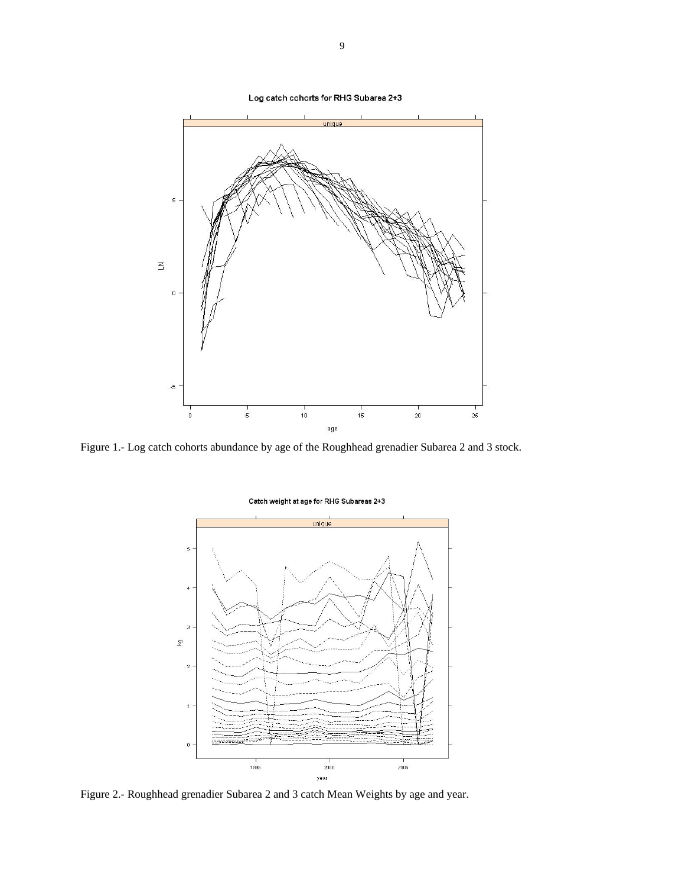Figure 1.- Log catch cohorts abundance by age of the Roughhead grenadier Subarea 2 and 3 stock.

Figure 2.- Roughhead grenadier Subarea 2 and 3 catch Mean Weights by age and year.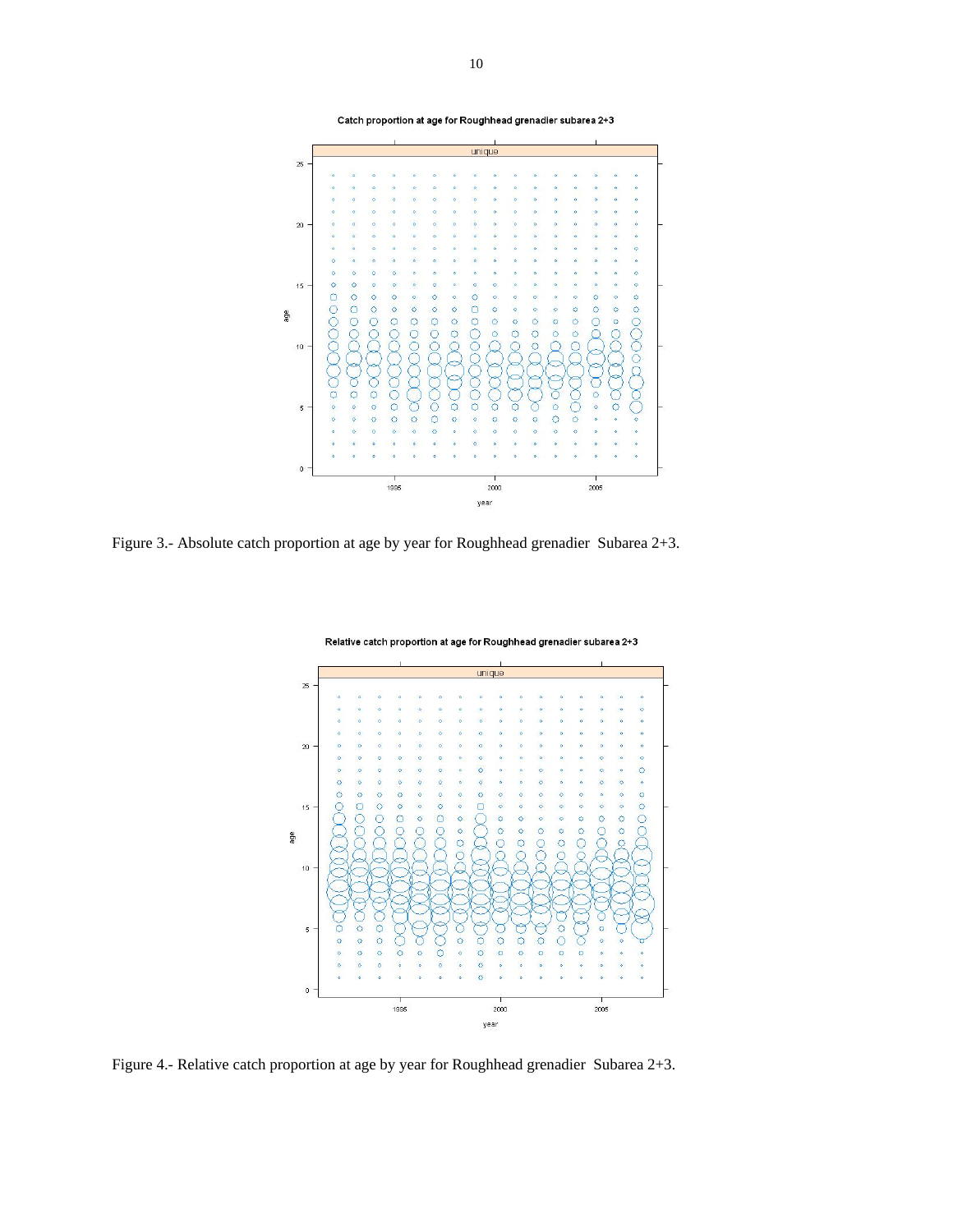Figure 3.- Absolute catch proportion at age by year for Roughhead grenadier  Subarea 2+3.

Figure 4.- Relative catch proportion at age by year for Roughhead grenadier  Subarea 2+3.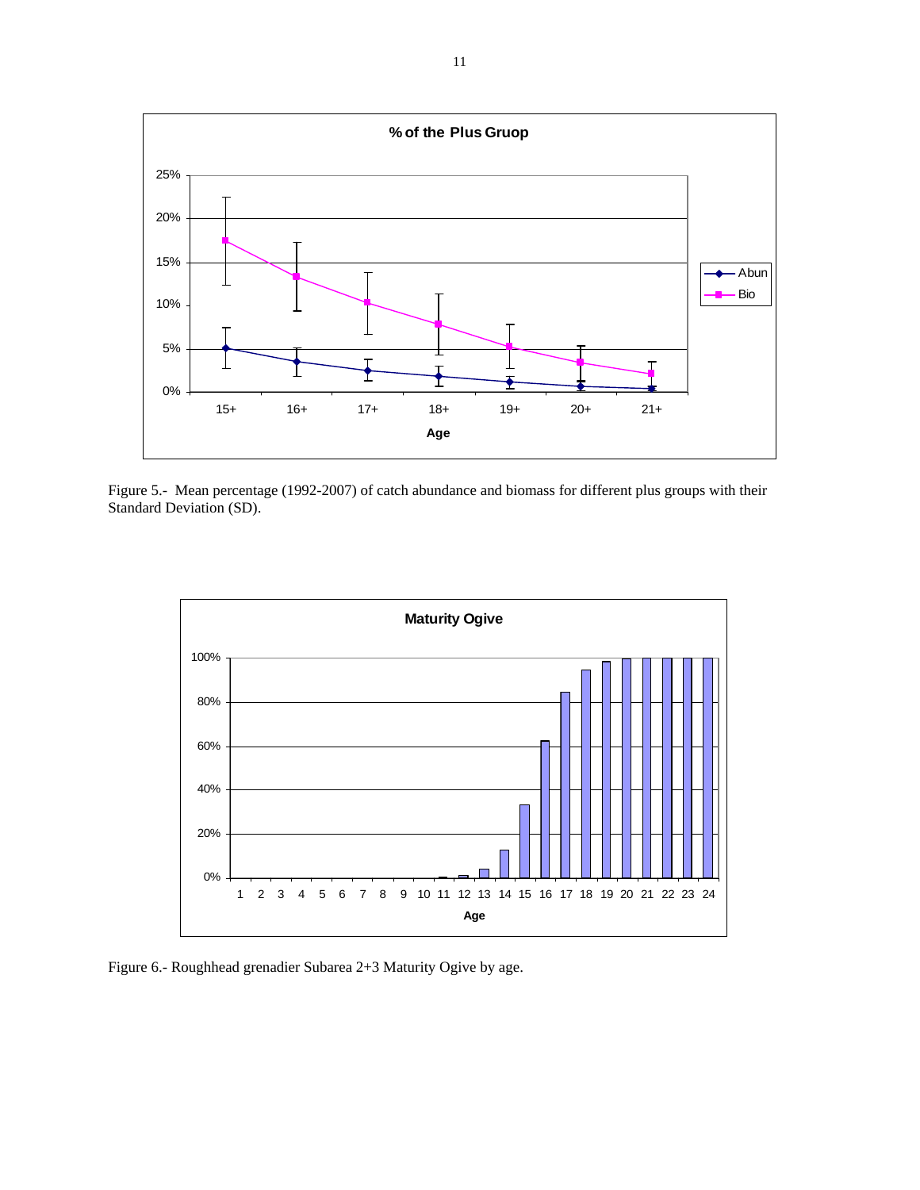Figure 5.- Mean percentage (1992-2007) of catch abundance and biomass for different plus groups with their Standard Deviation (SD).

Figure 6.- Roughhead grenadier Subarea 2+3 Maturity Ogive by age.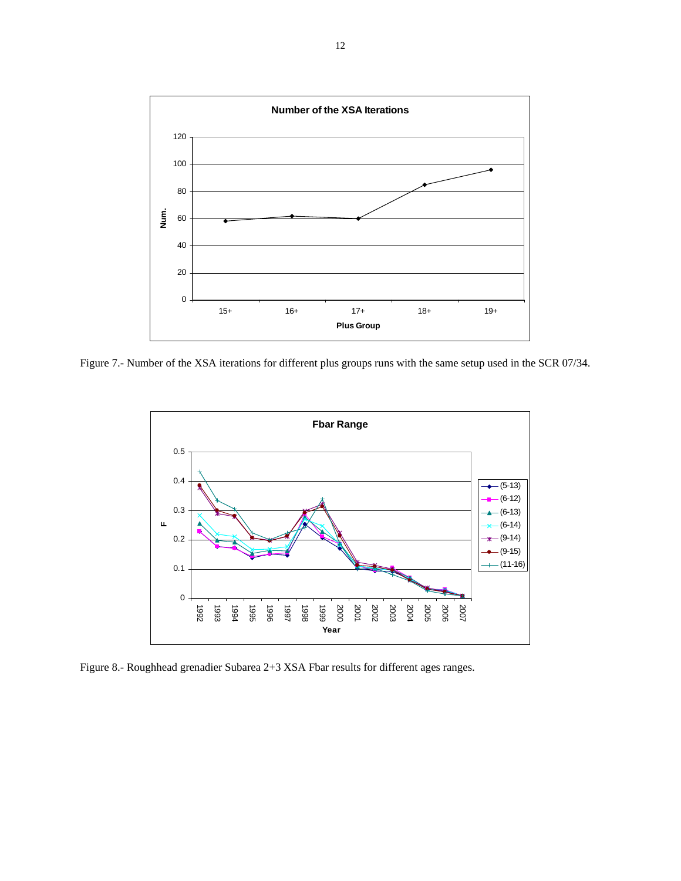Figure 7.- Number of the XSA iterations for different plus groups runs with the same setup used in the SCR 07/34.

Figure 8.- Roughhead grenadier Subarea 2+3 XSA Fbar results for different ages ranges.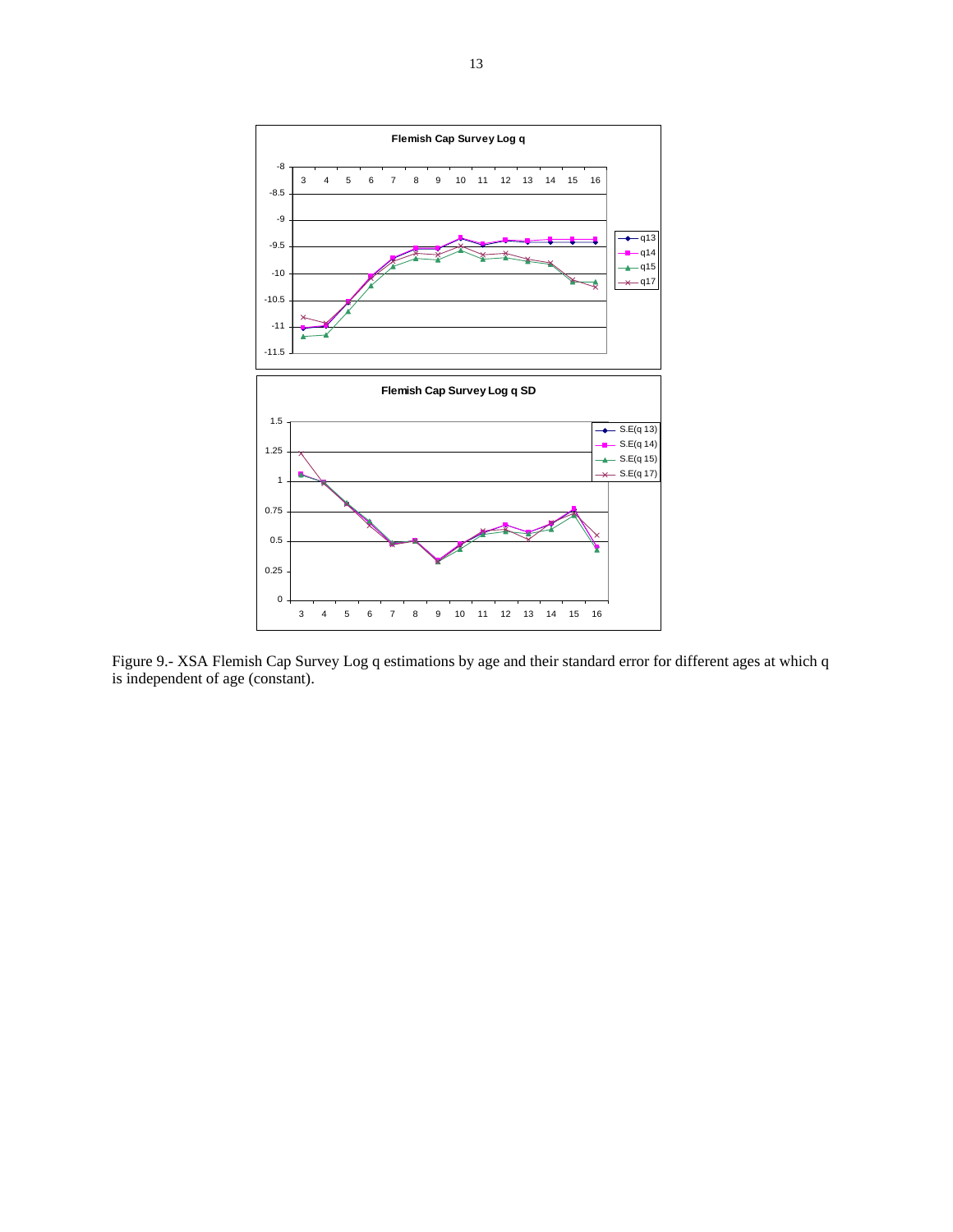Figure 9.- XSA Flemish Cap Survey Log q estimations by age and their standard error for different ages at which q is independent of age (constant).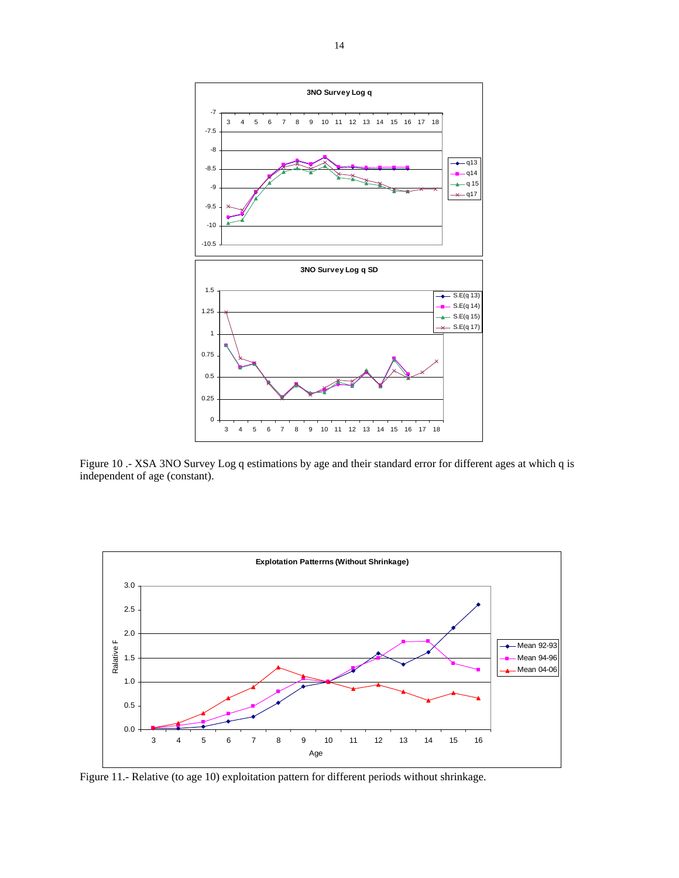Figure 10 .- XSA 3NO Survey Log q estimations by age and their standard error for different ages at which q is independent of age (constant).

Figure 11.- Relative (to age 10) exploitation pattern for different periods without shrinkage.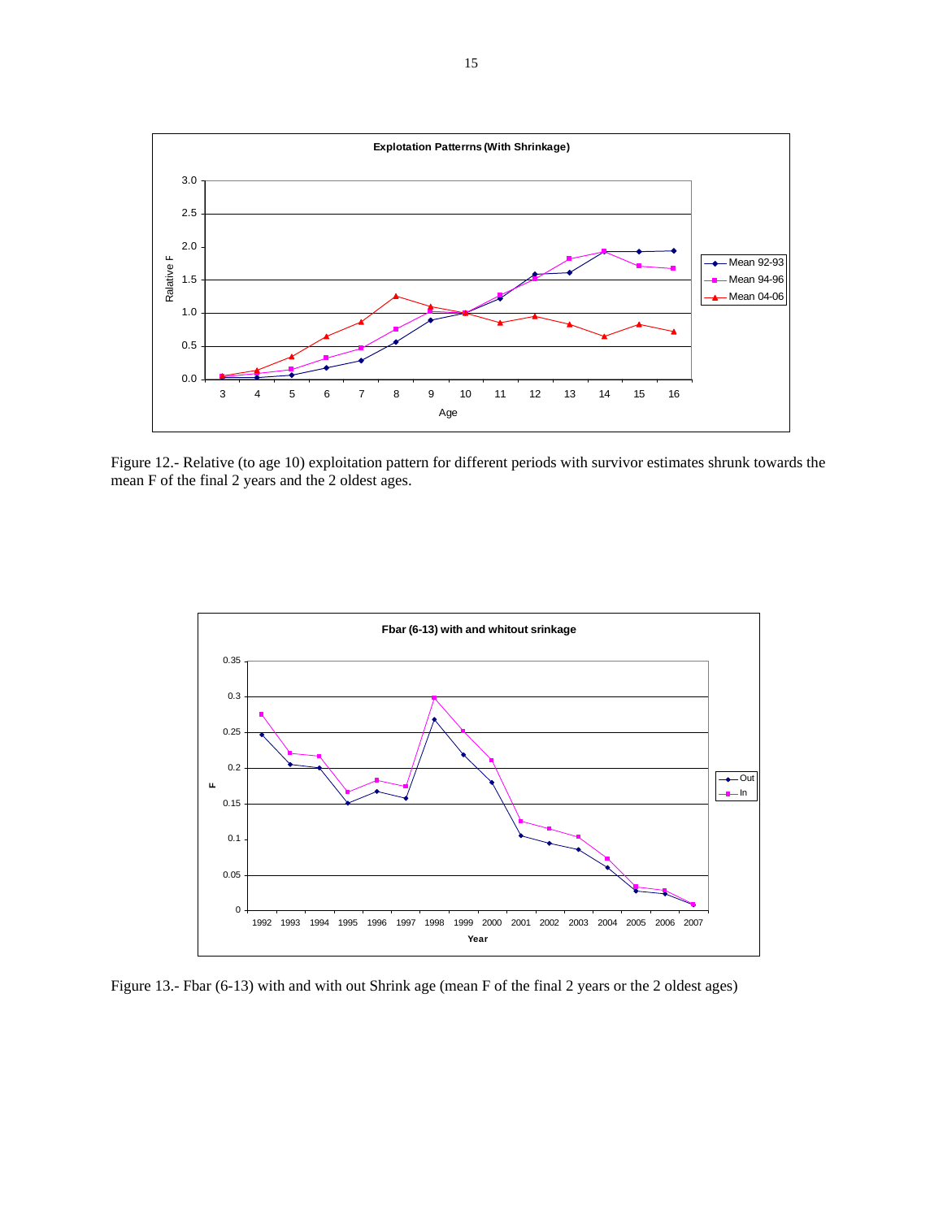Explotation Patterrns (With Shrinkage)

Ralative F

3.0
2.5
2.0
1.5
1.0
0.5
0.0

3 4 5 6 7 8 9 10 11 12 13 14 15 16

Age

Mean 92-93
Mean 94-96
Mean 04-06

Figure 12.- Relative (to age 10) exploitation pattern for different periods with survivor estimates shrunk towards the mean F of the final 2 years and the 2 oldest ages.

Fbar (6-13) with and whitout srinkage

F

0.35
0.3
0.25
0.2
0.15
0.1
0.05
0

1992 1993 1994 1995 1996 1997 1998 1999 2000 2001 2002 2003 2004 2005 2006 2007

Year

Out
In

Figure 13.- Fbar (6-13) with and with out Shrink age (mean F of the final 2 years or the 2 oldest ages)